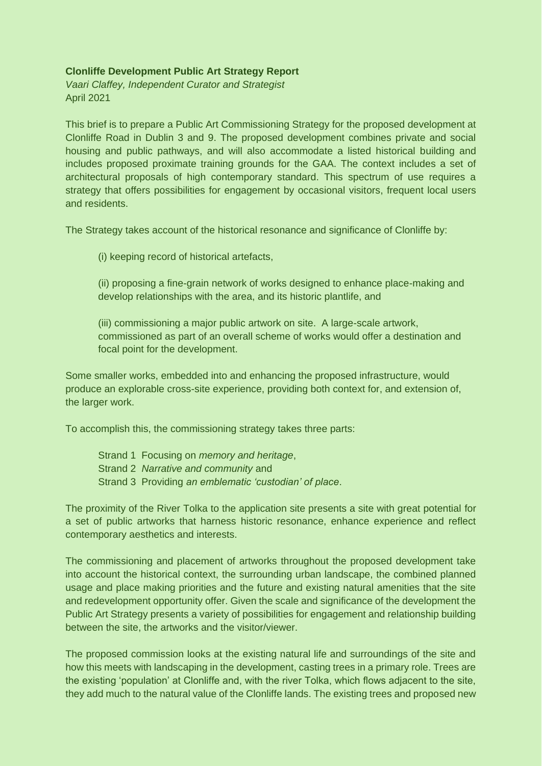**Clonliffe Development Public Art Strategy Report**
*Vaari Claffey, Independent Curator and Strategist*
April 2021

This brief is to prepare a Public Art Commissioning Strategy for the proposed development at Clonliffe Road in Dublin 3 and 9. The proposed development combines private and social housing and public pathways, and will also accommodate a listed historical building and includes proposed proximate training grounds for the GAA. The context includes a set of architectural proposals of high contemporary standard. This spectrum of use requires a strategy that offers possibilities for engagement by occasional visitors, frequent local users and residents.

The Strategy takes account of the historical resonance and significance of Clonliffe by:

(i) keeping record of historical artefacts,

(ii) proposing a fine-grain network of works designed to enhance place-making and develop relationships with the area, and its historic plantlife, and

(iii) commissioning a major public artwork on site. A large-scale artwork, commissioned as part of an overall scheme of works would offer a destination and focal point for the development.

Some smaller works, embedded into and enhancing the proposed infrastructure, would produce an explorable cross-site experience, providing both context for, and extension of, the larger work.

To accomplish this, the commissioning strategy takes three parts:

Strand 1 Focusing on *memory and heritage*,
Strand 2 *Narrative and community* and
Strand 3 Providing *an emblematic 'custodian' of place*.

The proximity of the River Tolka to the application site presents a site with great potential for a set of public artworks that harness historic resonance, enhance experience and reflect contemporary aesthetics and interests.

The commissioning and placement of artworks throughout the proposed development take into account the historical context, the surrounding urban landscape, the combined planned usage and place making priorities and the future and existing natural amenities that the site and redevelopment opportunity offer. Given the scale and significance of the development the Public Art Strategy presents a variety of possibilities for engagement and relationship building between the site, the artworks and the visitor/viewer.

The proposed commission looks at the existing natural life and surroundings of the site and how this meets with landscaping in the development, casting trees in a primary role. Trees are the existing 'population' at Clonliffe and, with the river Tolka, which flows adjacent to the site, they add much to the natural value of the Clonliffe lands. The existing trees and proposed new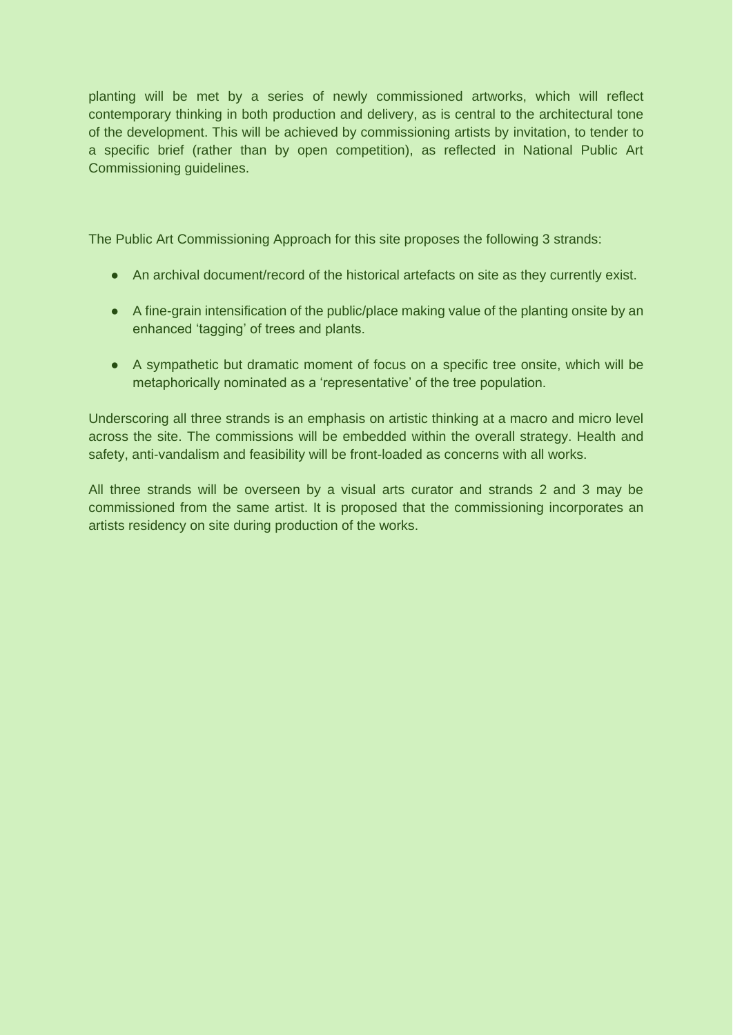planting will be met by a series of newly commissioned artworks, which will reflect contemporary thinking in both production and delivery, as is central to the architectural tone of the development. This will be achieved by commissioning artists by invitation, to tender to a specific brief (rather than by open competition), as reflected in National Public Art Commissioning guidelines.

The Public Art Commissioning Approach for this site proposes the following 3 strands:

- An archival document/record of the historical artefacts on site as they currently exist.
- A fine-grain intensification of the public/place making value of the planting onsite by an enhanced 'tagging' of trees and plants.
- A sympathetic but dramatic moment of focus on a specific tree onsite, which will be metaphorically nominated as a 'representative' of the tree population.

Underscoring all three strands is an emphasis on artistic thinking at a macro and micro level across the site. The commissions will be embedded within the overall strategy. Health and safety, anti-vandalism and feasibility will be front-loaded as concerns with all works.

All three strands will be overseen by a visual arts curator and strands 2 and 3 may be commissioned from the same artist. It is proposed that the commissioning incorporates an artists residency on site during production of the works.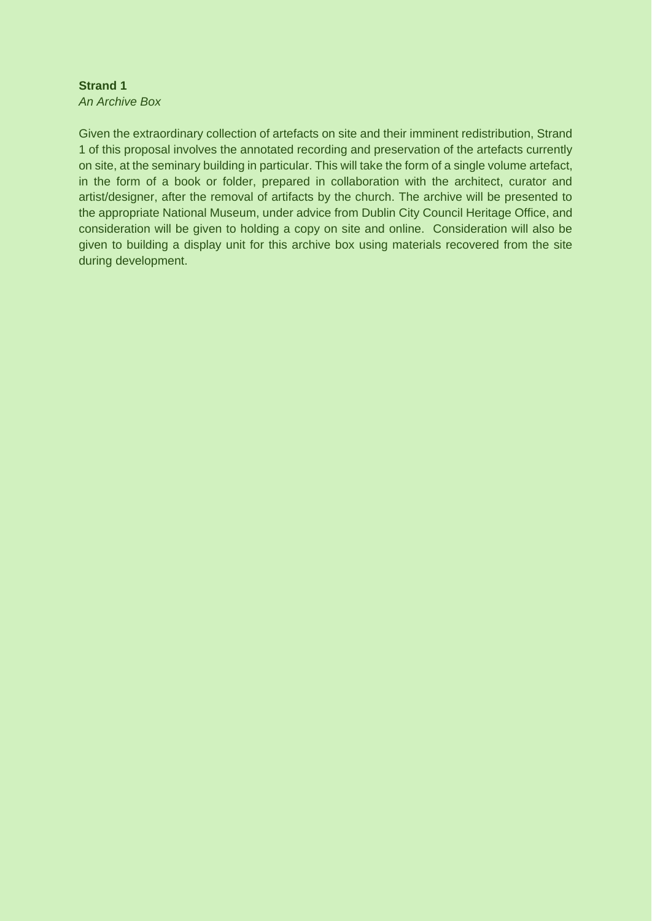**Strand 1**
*An Archive Box*

Given the extraordinary collection of artefacts on site and their imminent redistribution, Strand 1 of this proposal involves the annotated recording and preservation of the artefacts currently on site, at the seminary building in particular. This will take the form of a single volume artefact, in the form of a book or folder, prepared in collaboration with the architect, curator and artist/designer, after the removal of artifacts by the church. The archive will be presented to the appropriate National Museum, under advice from Dublin City Council Heritage Office, and consideration will be given to holding a copy on site and online. Consideration will also be given to building a display unit for this archive box using materials recovered from the site during development.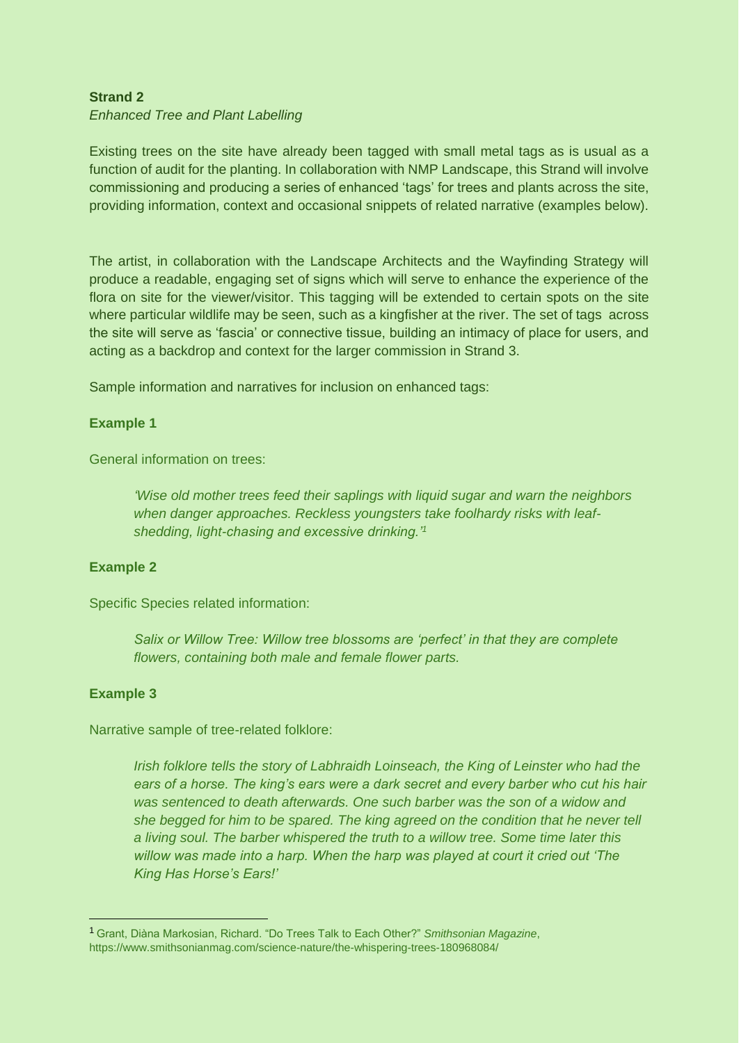**Strand 2**

*Enhanced Tree and Plant Labelling*

Existing trees on the site have already been tagged with small metal tags as is usual as a function of audit for the planting. In collaboration with NMP Landscape, this Strand will involve commissioning and producing a series of enhanced 'tags' for trees and plants across the site, providing information, context and occasional snippets of related narrative (examples below).

The artist, in collaboration with the Landscape Architects and the Wayfinding Strategy will produce a readable, engaging set of signs which will serve to enhance the experience of the flora on site for the viewer/visitor. This tagging will be extended to certain spots on the site where particular wildlife may be seen, such as a kingfisher at the river. The set of tags across the site will serve as 'fascia' or connective tissue, building an intimacy of place for users, and acting as a backdrop and context for the larger commission in Strand 3.

Sample information and narratives for inclusion on enhanced tags:

**Example 1**

General information on trees:

> *'Wise old mother trees feed their saplings with liquid sugar and warn the neighbors when danger approaches. Reckless youngsters take foolhardy risks with leaf-shedding, light-chasing and excessive drinking.'*[1]

**Example 2**

Specific Species related information:

> *Salix or Willow Tree: Willow tree blossoms are 'perfect' in that they are complete flowers, containing both male and female flower parts.*

**Example 3**

Narrative sample of tree-related folklore:

> *Irish folklore tells the story of Labhraidh Loinseach, the King of Leinster who had the ears of a horse. The king's ears were a dark secret and every barber who cut his hair was sentenced to death afterwards. One such barber was the son of a widow and she begged for him to be spared. The king agreed on the condition that he never tell a living soul. The barber whispered the truth to a willow tree. Some time later this willow was made into a harp. When the harp was played at court it cried out 'The King Has Horse's Ears!'*

---

[1] Grant, Diàna Markosian, Richard. "Do Trees Talk to Each Other?" *Smithsonian Magazine*, https://www.smithsonianmag.com/science-nature/the-whispering-trees-180968084/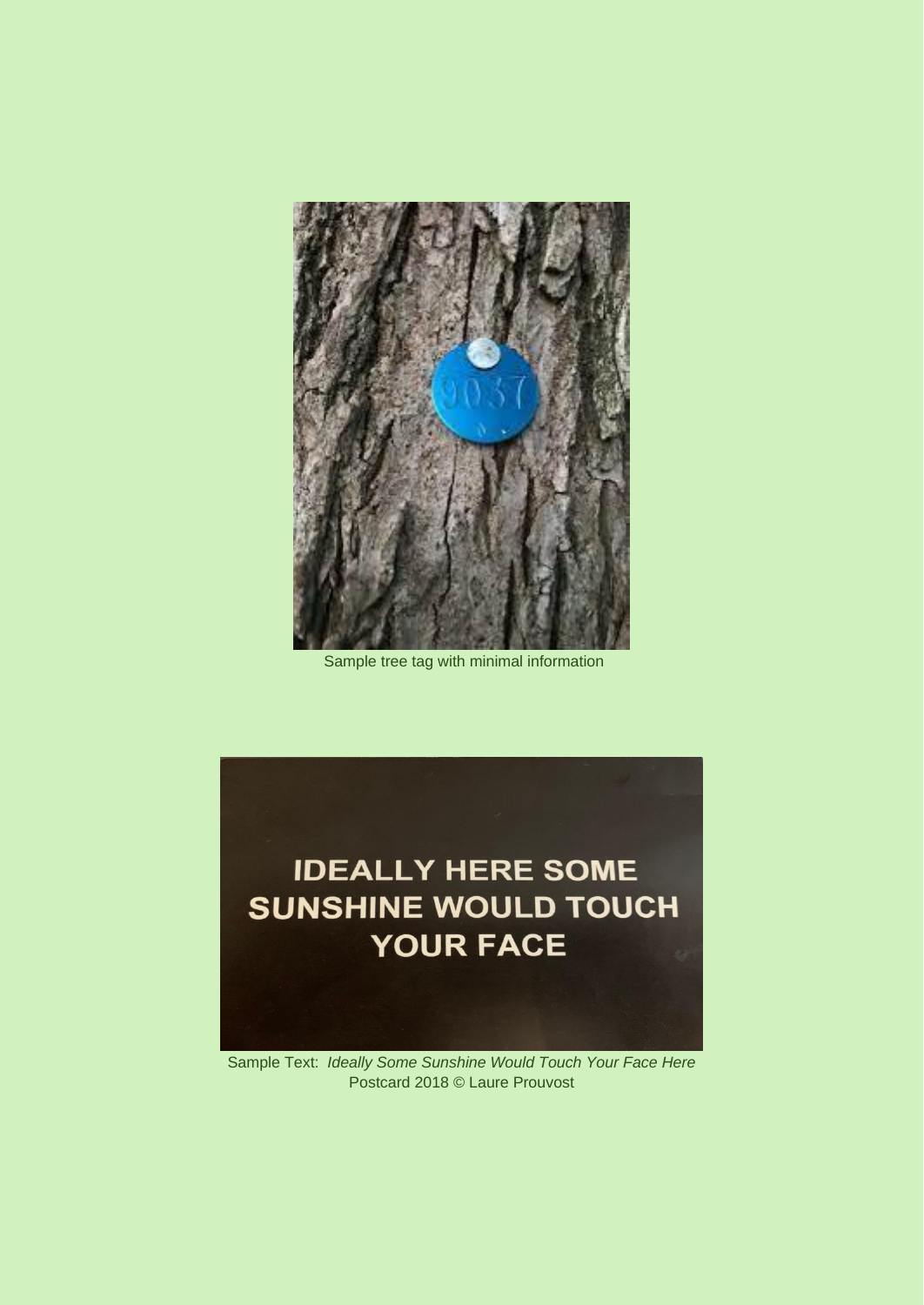Sample tree tag with minimal information

Sample Text: *Ideally Some Sunshine Would Touch Your Face Here*
Postcard 2018 © Laure Prouvost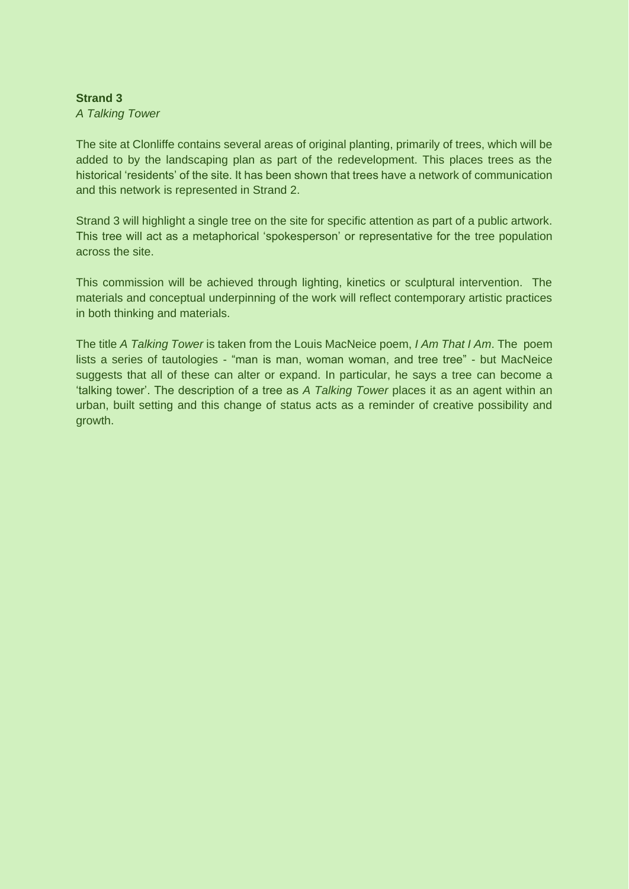**Strand 3**

*A Talking Tower*

The site at Clonliffe contains several areas of original planting, primarily of trees, which will be added to by the landscaping plan as part of the redevelopment. This places trees as the historical 'residents' of the site. It has been shown that trees have a network of communication and this network is represented in Strand 2.

Strand 3 will highlight a single tree on the site for specific attention as part of a public artwork. This tree will act as a metaphorical 'spokesperson' or representative for the tree population across the site.

This commission will be achieved through lighting, kinetics or sculptural intervention. The materials and conceptual underpinning of the work will reflect contemporary artistic practices in both thinking and materials.

The title *A Talking Tower* is taken from the Louis MacNeice poem, *I Am That I Am*. The poem lists a series of tautologies - "man is man, woman woman, and tree tree" - but MacNeice suggests that all of these can alter or expand. In particular, he says a tree can become a 'talking tower'. The description of a tree as *A Talking Tower* places it as an agent within an urban, built setting and this change of status acts as a reminder of creative possibility and growth.